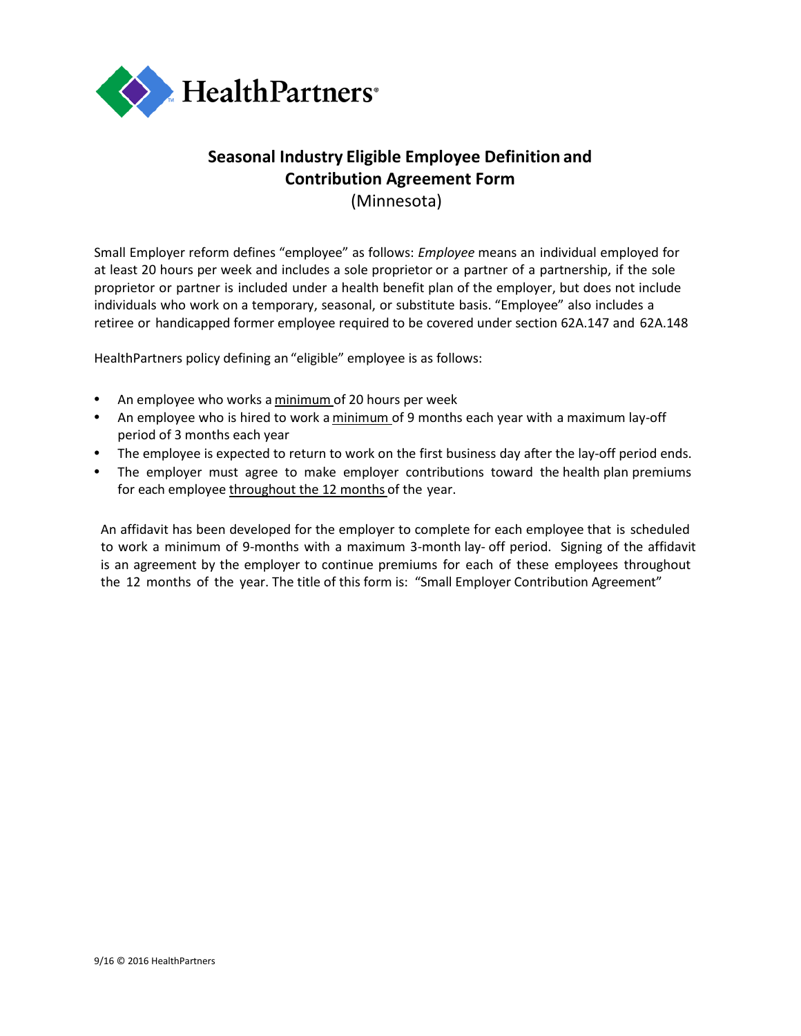HealthPartners®

# Seasonal Industry Eligible Employee Definition and Contribution Agreement Form

(Minnesota)

Small Employer reform defines "employee" as follows: *Employee* means an individual employed for at least 20 hours per week and includes a sole proprietor or a partner of a partnership, if the sole proprietor or partner is included under a health benefit plan of the employer, but does not include individuals who work on a temporary, seasonal, or substitute basis. "Employee" also includes a retiree or handicapped former employee required to be covered under section 62A.147 and 62A.148

HealthPartners policy defining an "eligible" employee is as follows:

- An employee who works a minimum of 20 hours per week
- An employee who is hired to work a minimum of 9 months each year with a maximum lay-off period of 3 months each year
- The employee is expected to return to work on the first business day after the lay-off period ends.
- The employer must agree to make employer contributions toward the health plan premiums for each employee throughout the 12 months of the year.

An affidavit has been developed for the employer to complete for each employee that is scheduled to work a minimum of 9-months with a maximum 3-month lay- off period. Signing of the affidavit is an agreement by the employer to continue premiums for each of these employees throughout the 12 months of the year. The title of this form is: "Small Employer Contribution Agreement"

9/16 © 2016 HealthPartners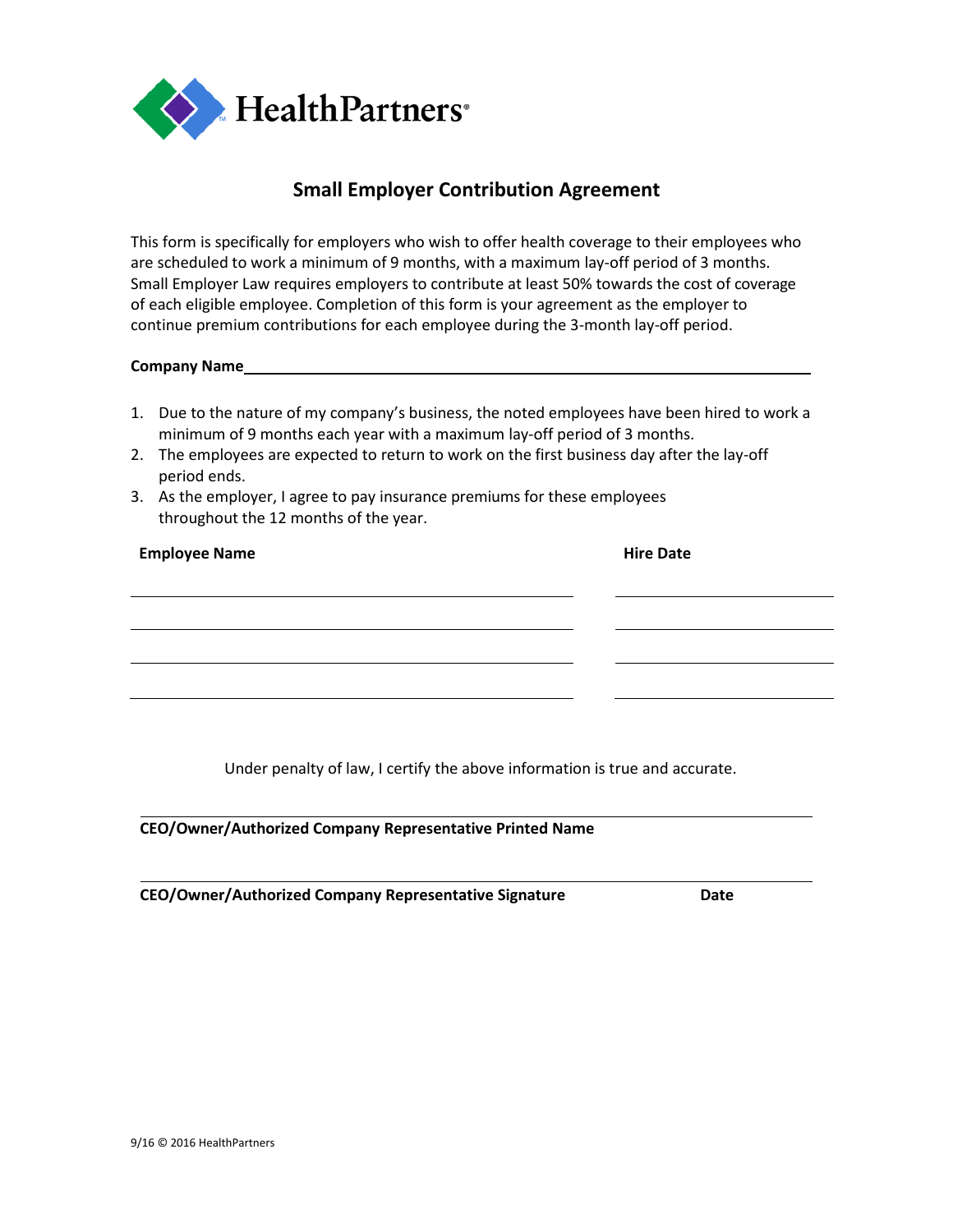HealthPartners®

## Small Employer Contribution Agreement

This form is specifically for employers who wish to offer health coverage to their employees who are scheduled to work a minimum of 9 months, with a maximum lay-off period of 3 months. Small Employer Law requires employers to contribute at least 50% towards the cost of coverage of each eligible employee. Completion of this form is your agreement as the employer to continue premium contributions for each employee during the 3-month lay-off period.

**Company Name**\_\_\_\_\_\_\_\_\_\_\_\_\_\_\_\_\_\_\_\_\_\_\_\_\_\_\_\_\_\_\_\_\_\_\_\_\_\_\_\_\_\_\_\_\_\_\_\_

1. Due to the nature of my company's business, the noted employees have been hired to work a minimum of 9 months each year with a maximum lay-off period of 3 months.
2. The employees are expected to return to work on the first business day after the lay-off period ends.
3. As the employer, I agree to pay insurance premiums for these employees throughout the 12 months of the year.

| Employee Name | Hire Date |
| --- | --- |
| | |
| | |
| | |
| | |

Under penalty of law, I certify the above information is true and accurate.

\_\_\_\_\_\_\_\_\_\_\_\_\_\_\_\_\_\_\_\_\_\_\_\_\_\_\_\_\_\_\_\_\_\_\_\_\_\_\_\_\_\_\_\_\_\_\_\_

**CEO/Owner/Authorized Company Representative Printed Name**

\_\_\_\_\_\_\_\_\_\_\_\_\_\_\_\_\_\_\_\_\_\_\_\_\_\_\_\_\_\_\_\_\_\_\_\_\_\_\_\_\_\_\_\_\_\_\_\_

**CEO/Owner/Authorized Company Representative Signature** **Date**

9/16 © 2016 HealthPartners